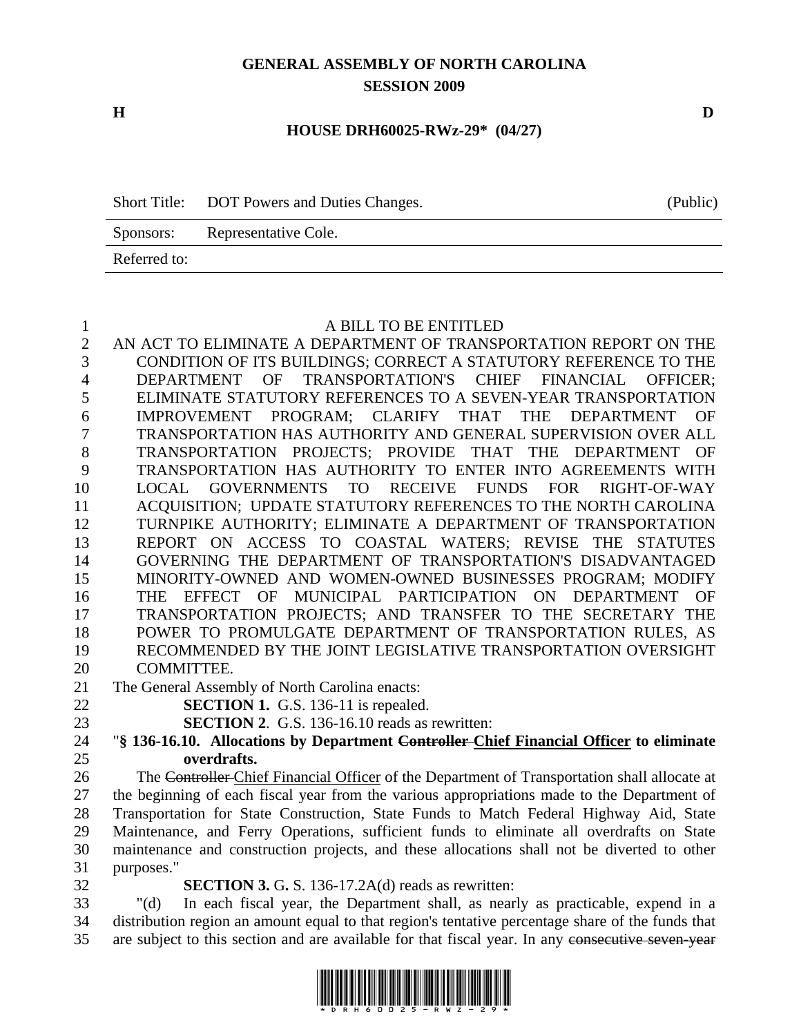# GENERAL ASSEMBLY OF NORTH CAROLINA
## SESSION 2009

**H** **D**

**HOUSE DRH60025-RWz-29* (04/27)**

| Short Title: | DOT Powers and Duties Changes. | (Public) |
|---|---|---|
| Sponsors: | Representative Cole. | |
| Referred to: | | |

A BILL TO BE ENTITLED

AN ACT TO ELIMINATE A DEPARTMENT OF TRANSPORTATION REPORT ON THE CONDITION OF ITS BUILDINGS; CORRECT A STATUTORY REFERENCE TO THE DEPARTMENT OF TRANSPORTATION'S CHIEF FINANCIAL OFFICER; ELIMINATE STATUTORY REFERENCES TO A SEVEN-YEAR TRANSPORTATION IMPROVEMENT PROGRAM; CLARIFY THAT THE DEPARTMENT OF TRANSPORTATION HAS AUTHORITY AND GENERAL SUPERVISION OVER ALL TRANSPORTATION PROJECTS; PROVIDE THAT THE DEPARTMENT OF TRANSPORTATION HAS AUTHORITY TO ENTER INTO AGREEMENTS WITH LOCAL GOVERNMENTS TO RECEIVE FUNDS FOR RIGHT-OF-WAY ACQUISITION; UPDATE STATUTORY REFERENCES TO THE NORTH CAROLINA TURNPIKE AUTHORITY; ELIMINATE A DEPARTMENT OF TRANSPORTATION REPORT ON ACCESS TO COASTAL WATERS; REVISE THE STATUTES GOVERNING THE DEPARTMENT OF TRANSPORTATION'S DISADVANTAGED MINORITY-OWNED AND WOMEN-OWNED BUSINESSES PROGRAM; MODIFY THE EFFECT OF MUNICIPAL PARTICIPATION ON DEPARTMENT OF TRANSPORTATION PROJECTS; AND TRANSFER TO THE SECRETARY THE POWER TO PROMULGATE DEPARTMENT OF TRANSPORTATION RULES, AS RECOMMENDED BY THE JOINT LEGISLATIVE TRANSPORTATION OVERSIGHT COMMITTEE.

The General Assembly of North Carolina enacts:

**SECTION 1.** G.S. 136-11 is repealed.

**SECTION 2**. G.S. 136-16.10 reads as rewritten:

"**§ 136-16.10. Allocations by Department ~~Controller~~ <u>Chief Financial Officer</u> to eliminate overdrafts.**

The ~~Controller~~ <u>Chief Financial Officer</u> of the Department of Transportation shall allocate at the beginning of each fiscal year from the various appropriations made to the Department of Transportation for State Construction, State Funds to Match Federal Highway Aid, State Maintenance, and Ferry Operations, sufficient funds to eliminate all overdrafts on State maintenance and construction projects, and these allocations shall not be diverted to other purposes."

**SECTION 3.** G**.** S. 136-17.2A(d) reads as rewritten:

"(d) In each fiscal year, the Department shall, as nearly as practicable, expend in a distribution region an amount equal to that region's tentative percentage share of the funds that are subject to this section and are available for that fiscal year. In any ~~consecutive seven-year~~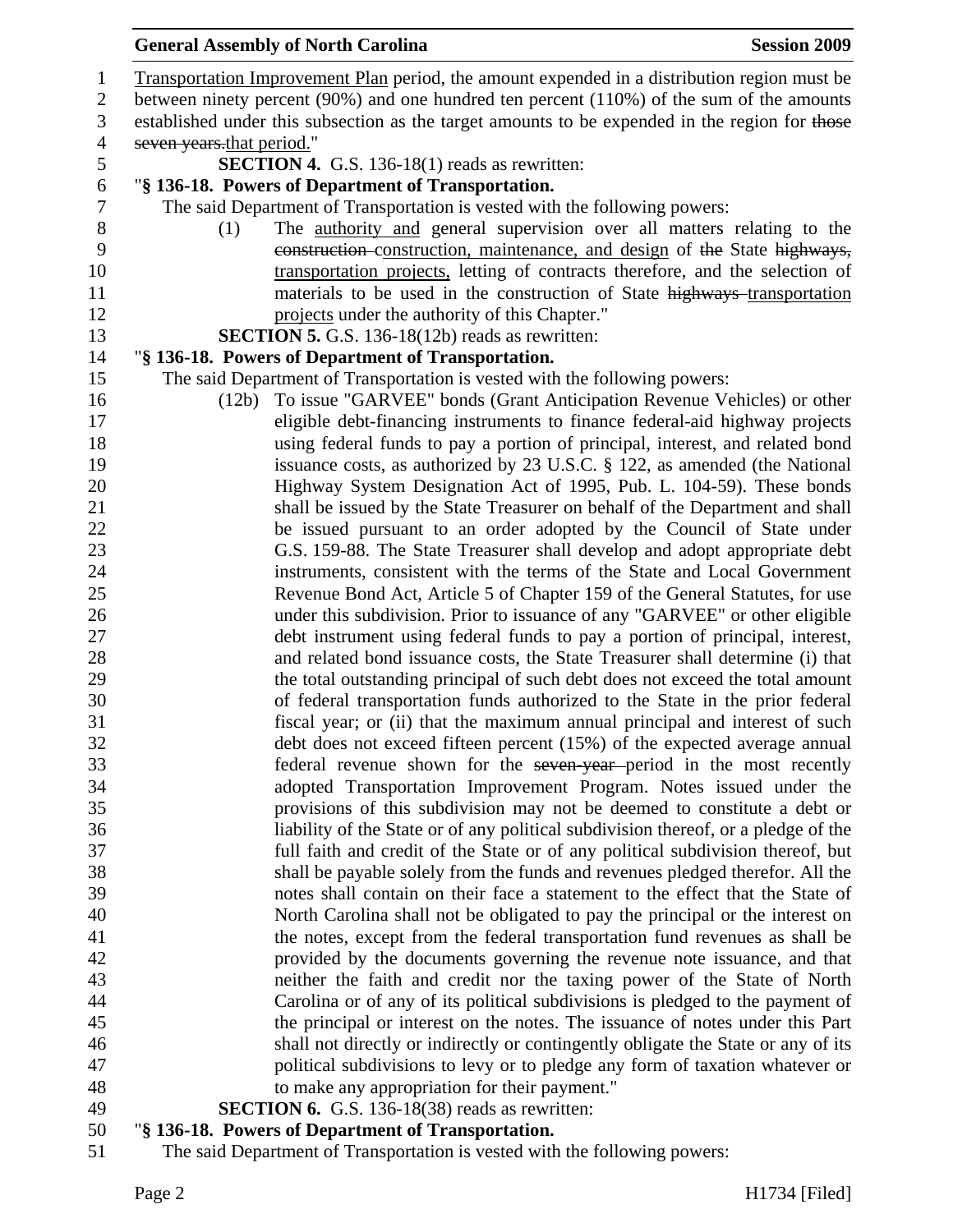Transportation Improvement Plan period, the amount expended in a distribution region must be between ninety percent (90%) and one hundred ten percent (110%) of the sum of the amounts established under this subsection as the target amounts to be expended in the region for ~~those seven years.~~that period."

**SECTION 4.** G.S. 136-18(1) reads as rewritten:

"**§ 136-18. Powers of Department of Transportation.**

The said Department of Transportation is vested with the following powers:

(1) The authority and general supervision over all matters relating to the ~~construction~~ construction, maintenance, and design of ~~the~~ State ~~highways,~~ transportation projects, letting of contracts therefore, and the selection of materials to be used in the construction of State ~~highways~~ transportation projects under the authority of this Chapter."

**SECTION 5.** G.S. 136-18(12b) reads as rewritten:

"**§ 136-18. Powers of Department of Transportation.**

The said Department of Transportation is vested with the following powers:

(12b) To issue "GARVEE" bonds (Grant Anticipation Revenue Vehicles) or other eligible debt-financing instruments to finance federal-aid highway projects using federal funds to pay a portion of principal, interest, and related bond issuance costs, as authorized by 23 U.S.C. § 122, as amended (the National Highway System Designation Act of 1995, Pub. L. 104-59). These bonds shall be issued by the State Treasurer on behalf of the Department and shall be issued pursuant to an order adopted by the Council of State under G.S. 159-88. The State Treasurer shall develop and adopt appropriate debt instruments, consistent with the terms of the State and Local Government Revenue Bond Act, Article 5 of Chapter 159 of the General Statutes, for use under this subdivision. Prior to issuance of any "GARVEE" or other eligible debt instrument using federal funds to pay a portion of principal, interest, and related bond issuance costs, the State Treasurer shall determine (i) that the total outstanding principal of such debt does not exceed the total amount of federal transportation funds authorized to the State in the prior federal fiscal year; or (ii) that the maximum annual principal and interest of such debt does not exceed fifteen percent (15%) of the expected average annual federal revenue shown for the ~~seven-year~~ period in the most recently adopted Transportation Improvement Program. Notes issued under the provisions of this subdivision may not be deemed to constitute a debt or liability of the State or of any political subdivision thereof, or a pledge of the full faith and credit of the State or of any political subdivision thereof, but shall be payable solely from the funds and revenues pledged therefor. All the notes shall contain on their face a statement to the effect that the State of North Carolina shall not be obligated to pay the principal or the interest on the notes, except from the federal transportation fund revenues as shall be provided by the documents governing the revenue note issuance, and that neither the faith and credit nor the taxing power of the State of North Carolina or of any of its political subdivisions is pledged to the payment of the principal or interest on the notes. The issuance of notes under this Part shall not directly or indirectly or contingently obligate the State or any of its political subdivisions to levy or to pledge any form of taxation whatever or to make any appropriation for their payment."

**SECTION 6.** G.S. 136-18(38) reads as rewritten:

"**§ 136-18. Powers of Department of Transportation.**

The said Department of Transportation is vested with the following powers: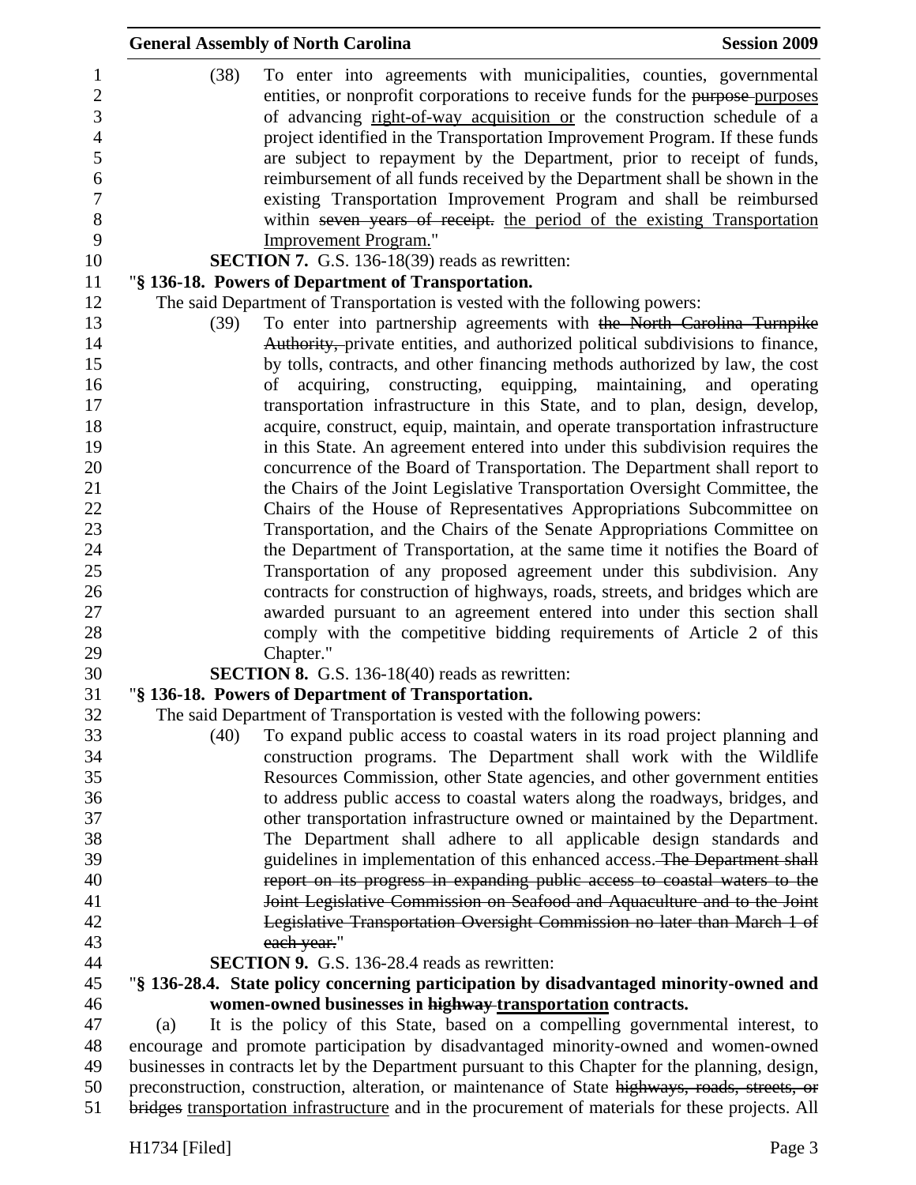(38) To enter into agreements with municipalities, counties, governmental entities, or nonprofit corporations to receive funds for the ~~purpose~~ purposes of advancing right-of-way acquisition or the construction schedule of a project identified in the Transportation Improvement Program. If these funds are subject to repayment by the Department, prior to receipt of funds, reimbursement of all funds received by the Department shall be shown in the existing Transportation Improvement Program and shall be reimbursed within ~~seven years of receipt.~~ the period of the existing Transportation Improvement Program."

**SECTION 7.** G.S. 136-18(39) reads as rewritten:

"**§ 136-18. Powers of Department of Transportation.**

The said Department of Transportation is vested with the following powers:

(39) To enter into partnership agreements with ~~the North Carolina Turnpike Authority,~~ private entities, and authorized political subdivisions to finance, by tolls, contracts, and other financing methods authorized by law, the cost of acquiring, constructing, equipping, maintaining, and operating transportation infrastructure in this State, and to plan, design, develop, acquire, construct, equip, maintain, and operate transportation infrastructure in this State. An agreement entered into under this subdivision requires the concurrence of the Board of Transportation. The Department shall report to the Chairs of the Joint Legislative Transportation Oversight Committee, the Chairs of the House of Representatives Appropriations Subcommittee on Transportation, and the Chairs of the Senate Appropriations Committee on the Department of Transportation, at the same time it notifies the Board of Transportation of any proposed agreement under this subdivision. Any contracts for construction of highways, roads, streets, and bridges which are awarded pursuant to an agreement entered into under this section shall comply with the competitive bidding requirements of Article 2 of this Chapter."

**SECTION 8.** G.S. 136-18(40) reads as rewritten:

"**§ 136-18. Powers of Department of Transportation.**

The said Department of Transportation is vested with the following powers:

(40) To expand public access to coastal waters in its road project planning and construction programs. The Department shall work with the Wildlife Resources Commission, other State agencies, and other government entities to address public access to coastal waters along the roadways, bridges, and other transportation infrastructure owned or maintained by the Department. The Department shall adhere to all applicable design standards and guidelines in implementation of this enhanced access. ~~The Department shall report on its progress in expanding public access to coastal waters to the Joint Legislative Commission on Seafood and Aquaculture and to the Joint Legislative Transportation Oversight Commission no later than March 1 of each year.~~"

**SECTION 9.** G.S. 136-28.4 reads as rewritten:

"**§ 136-28.4. State policy concerning participation by disadvantaged minority-owned and women-owned businesses in ~~highway~~ transportation contracts.**

(a) It is the policy of this State, based on a compelling governmental interest, to encourage and promote participation by disadvantaged minority-owned and women-owned businesses in contracts let by the Department pursuant to this Chapter for the planning, design, preconstruction, construction, alteration, or maintenance of State ~~highways, roads, streets, or bridges~~ transportation infrastructure and in the procurement of materials for these projects. All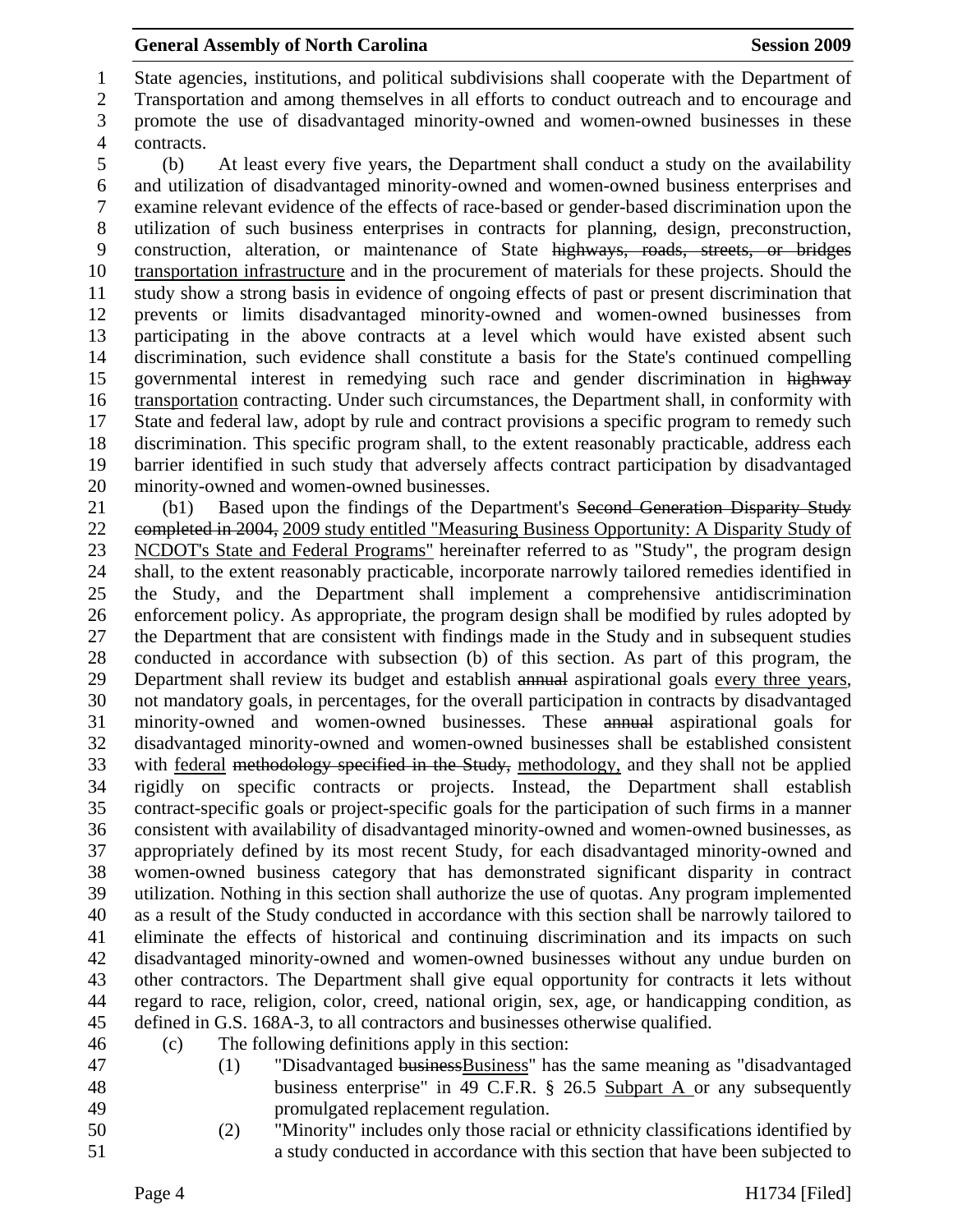State agencies, institutions, and political subdivisions shall cooperate with the Department of Transportation and among themselves in all efforts to conduct outreach and to encourage and promote the use of disadvantaged minority-owned and women-owned businesses in these contracts.

(b) At least every five years, the Department shall conduct a study on the availability and utilization of disadvantaged minority-owned and women-owned business enterprises and examine relevant evidence of the effects of race-based or gender-based discrimination upon the utilization of such business enterprises in contracts for planning, design, preconstruction, construction, alteration, or maintenance of State ~~highways, roads, streets, or bridges~~ transportation infrastructure and in the procurement of materials for these projects. Should the study show a strong basis in evidence of ongoing effects of past or present discrimination that prevents or limits disadvantaged minority-owned and women-owned businesses from participating in the above contracts at a level which would have existed absent such discrimination, such evidence shall constitute a basis for the State's continued compelling governmental interest in remedying such race and gender discrimination in ~~highway~~ transportation contracting. Under such circumstances, the Department shall, in conformity with State and federal law, adopt by rule and contract provisions a specific program to remedy such discrimination. This specific program shall, to the extent reasonably practicable, address each barrier identified in such study that adversely affects contract participation by disadvantaged minority-owned and women-owned businesses.

(b1) Based upon the findings of the Department's ~~Second Generation Disparity Study completed in 2004,~~ 2009 study entitled "Measuring Business Opportunity: A Disparity Study of NCDOT's State and Federal Programs" hereinafter referred to as "Study", the program design shall, to the extent reasonably practicable, incorporate narrowly tailored remedies identified in the Study, and the Department shall implement a comprehensive antidiscrimination enforcement policy. As appropriate, the program design shall be modified by rules adopted by the Department that are consistent with findings made in the Study and in subsequent studies conducted in accordance with subsection (b) of this section. As part of this program, the Department shall review its budget and establish ~~annual~~ aspirational goals every three years, not mandatory goals, in percentages, for the overall participation in contracts by disadvantaged minority-owned and women-owned businesses. These ~~annual~~ aspirational goals for disadvantaged minority-owned and women-owned businesses shall be established consistent with federal ~~methodology specified in the Study,~~ methodology, and they shall not be applied rigidly on specific contracts or projects. Instead, the Department shall establish contract-specific goals or project-specific goals for the participation of such firms in a manner consistent with availability of disadvantaged minority-owned and women-owned businesses, as appropriately defined by its most recent Study, for each disadvantaged minority-owned and women-owned business category that has demonstrated significant disparity in contract utilization. Nothing in this section shall authorize the use of quotas. Any program implemented as a result of the Study conducted in accordance with this section shall be narrowly tailored to eliminate the effects of historical and continuing discrimination and its impacts on such disadvantaged minority-owned and women-owned businesses without any undue burden on other contractors. The Department shall give equal opportunity for contracts it lets without regard to race, religion, color, creed, national origin, sex, age, or handicapping condition, as defined in G.S. 168A-3, to all contractors and businesses otherwise qualified.

(c) The following definitions apply in this section:

(1) "Disadvantaged ~~business~~Business" has the same meaning as "disadvantaged business enterprise" in 49 C.F.R. § 26.5 Subpart A or any subsequently promulgated replacement regulation.

(2) "Minority" includes only those racial or ethnicity classifications identified by a study conducted in accordance with this section that have been subjected to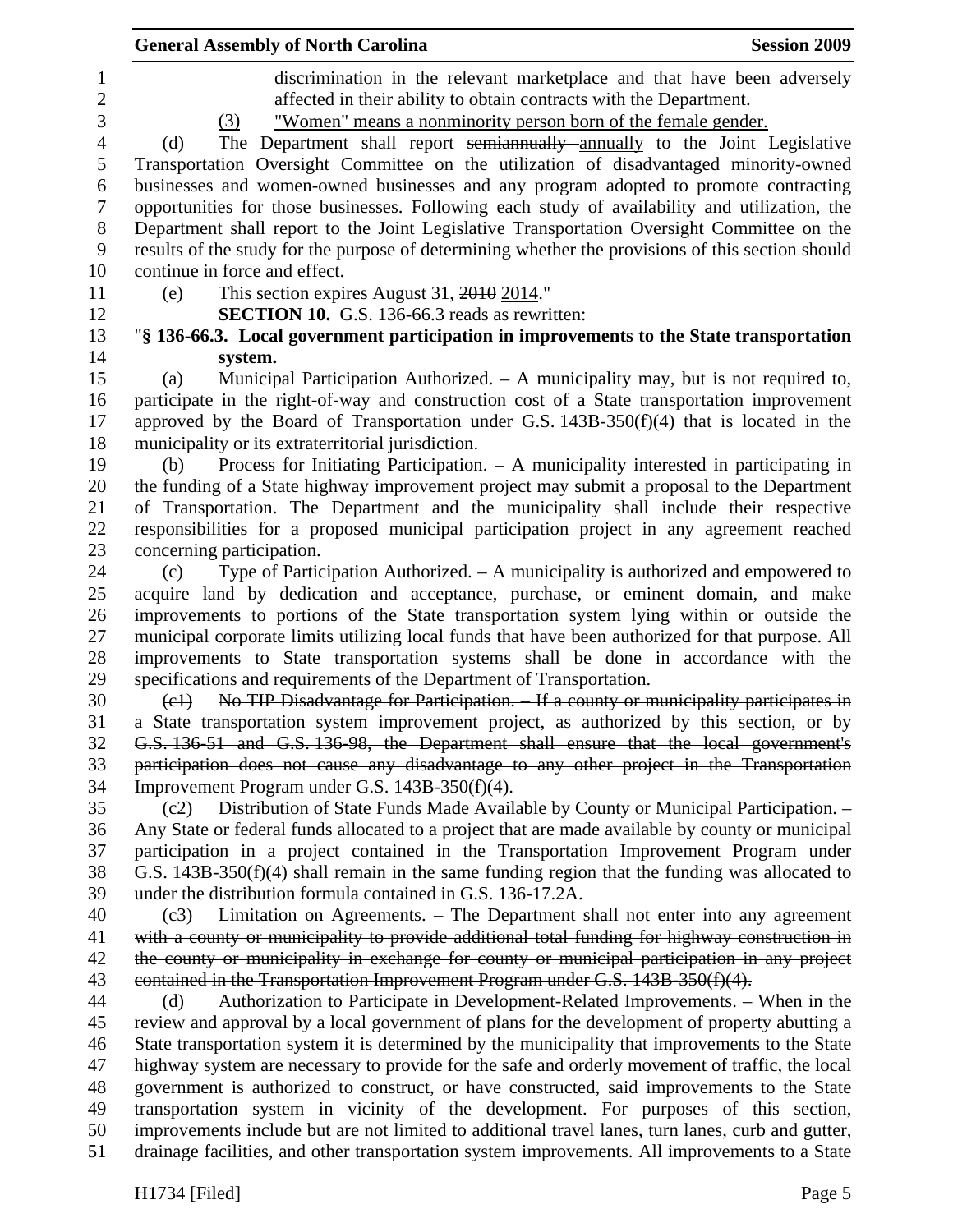discrimination in the relevant marketplace and that have been adversely affected in their ability to obtain contracts with the Department.

(3) "Women" means a nonminority person born of the female gender.

(d) The Department shall report ~~semiannually~~ annually to the Joint Legislative Transportation Oversight Committee on the utilization of disadvantaged minority-owned businesses and women-owned businesses and any program adopted to promote contracting opportunities for those businesses. Following each study of availability and utilization, the Department shall report to the Joint Legislative Transportation Oversight Committee on the results of the study for the purpose of determining whether the provisions of this section should continue in force and effect.

(e) This section expires August 31, ~~2010~~ 2014."

**SECTION 10.** G.S. 136-66.3 reads as rewritten:

"**§ 136-66.3. Local government participation in improvements to the State transportation system.**

(a) Municipal Participation Authorized. – A municipality may, but is not required to, participate in the right-of-way and construction cost of a State transportation improvement approved by the Board of Transportation under G.S. 143B-350(f)(4) that is located in the municipality or its extraterritorial jurisdiction.

(b) Process for Initiating Participation. – A municipality interested in participating in the funding of a State highway improvement project may submit a proposal to the Department of Transportation. The Department and the municipality shall include their respective responsibilities for a proposed municipal participation project in any agreement reached concerning participation.

(c) Type of Participation Authorized. – A municipality is authorized and empowered to acquire land by dedication and acceptance, purchase, or eminent domain, and make improvements to portions of the State transportation system lying within or outside the municipal corporate limits utilizing local funds that have been authorized for that purpose. All improvements to State transportation systems shall be done in accordance with the specifications and requirements of the Department of Transportation.

~~(c1) No TIP Disadvantage for Participation. – If a county or municipality participates in a State transportation system improvement project, as authorized by this section, or by G.S. 136-51 and G.S. 136-98, the Department shall ensure that the local government's participation does not cause any disadvantage to any other project in the Transportation Improvement Program under G.S. 143B-350(f)(4).~~

(c2) Distribution of State Funds Made Available by County or Municipal Participation. – Any State or federal funds allocated to a project that are made available by county or municipal participation in a project contained in the Transportation Improvement Program under G.S. 143B-350(f)(4) shall remain in the same funding region that the funding was allocated to under the distribution formula contained in G.S. 136-17.2A.

~~(c3) Limitation on Agreements. – The Department shall not enter into any agreement with a county or municipality to provide additional total funding for highway construction in the county or municipality in exchange for county or municipal participation in any project contained in the Transportation Improvement Program under G.S. 143B-350(f)(4).~~

(d) Authorization to Participate in Development-Related Improvements. – When in the review and approval by a local government of plans for the development of property abutting a State transportation system it is determined by the municipality that improvements to the State highway system are necessary to provide for the safe and orderly movement of traffic, the local government is authorized to construct, or have constructed, said improvements to the State transportation system in vicinity of the development. For purposes of this section, improvements include but are not limited to additional travel lanes, turn lanes, curb and gutter, drainage facilities, and other transportation system improvements. All improvements to a State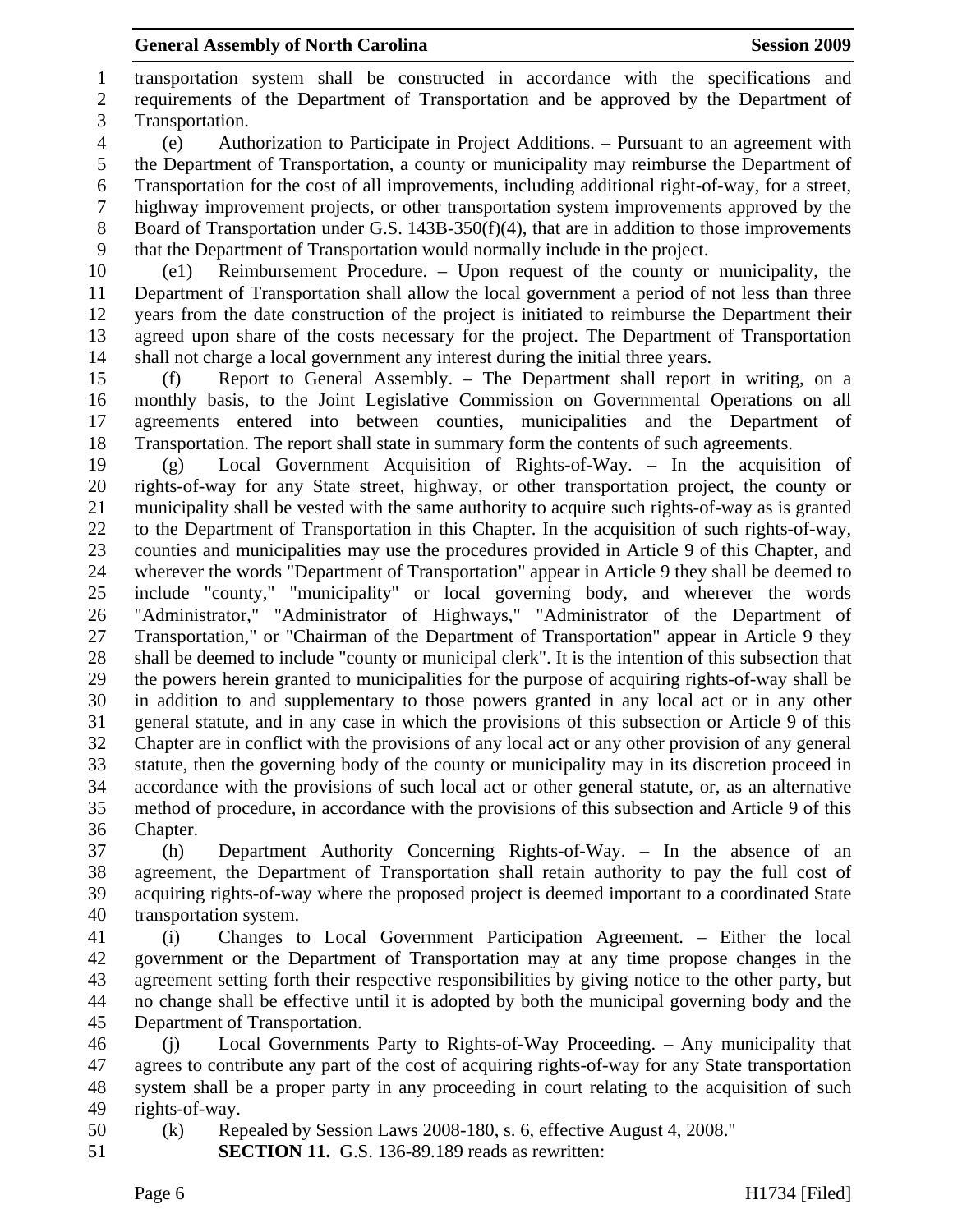transportation system shall be constructed in accordance with the specifications and requirements of the Department of Transportation and be approved by the Department of Transportation.

(e) Authorization to Participate in Project Additions. – Pursuant to an agreement with the Department of Transportation, a county or municipality may reimburse the Department of Transportation for the cost of all improvements, including additional right-of-way, for a street, highway improvement projects, or other transportation system improvements approved by the Board of Transportation under G.S. 143B-350(f)(4), that are in addition to those improvements that the Department of Transportation would normally include in the project.

(e1) Reimbursement Procedure. – Upon request of the county or municipality, the Department of Transportation shall allow the local government a period of not less than three years from the date construction of the project is initiated to reimburse the Department their agreed upon share of the costs necessary for the project. The Department of Transportation shall not charge a local government any interest during the initial three years.

(f) Report to General Assembly. – The Department shall report in writing, on a monthly basis, to the Joint Legislative Commission on Governmental Operations on all agreements entered into between counties, municipalities and the Department of Transportation. The report shall state in summary form the contents of such agreements.

(g) Local Government Acquisition of Rights-of-Way. – In the acquisition of rights-of-way for any State street, highway, or other transportation project, the county or municipality shall be vested with the same authority to acquire such rights-of-way as is granted to the Department of Transportation in this Chapter. In the acquisition of such rights-of-way, counties and municipalities may use the procedures provided in Article 9 of this Chapter, and wherever the words "Department of Transportation" appear in Article 9 they shall be deemed to include "county," "municipality" or local governing body, and wherever the words "Administrator," "Administrator of Highways," "Administrator of the Department of Transportation," or "Chairman of the Department of Transportation" appear in Article 9 they shall be deemed to include "county or municipal clerk". It is the intention of this subsection that the powers herein granted to municipalities for the purpose of acquiring rights-of-way shall be in addition to and supplementary to those powers granted in any local act or in any other general statute, and in any case in which the provisions of this subsection or Article 9 of this Chapter are in conflict with the provisions of any local act or any other provision of any general statute, then the governing body of the county or municipality may in its discretion proceed in accordance with the provisions of such local act or other general statute, or, as an alternative method of procedure, in accordance with the provisions of this subsection and Article 9 of this Chapter.

(h) Department Authority Concerning Rights-of-Way. – In the absence of an agreement, the Department of Transportation shall retain authority to pay the full cost of acquiring rights-of-way where the proposed project is deemed important to a coordinated State transportation system.

(i) Changes to Local Government Participation Agreement. – Either the local government or the Department of Transportation may at any time propose changes in the agreement setting forth their respective responsibilities by giving notice to the other party, but no change shall be effective until it is adopted by both the municipal governing body and the Department of Transportation.

(j) Local Governments Party to Rights-of-Way Proceeding. – Any municipality that agrees to contribute any part of the cost of acquiring rights-of-way for any State transportation system shall be a proper party in any proceeding in court relating to the acquisition of such rights-of-way.

(k) Repealed by Session Laws 2008-180, s. 6, effective August 4, 2008."

**SECTION 11.** G.S. 136-89.189 reads as rewritten: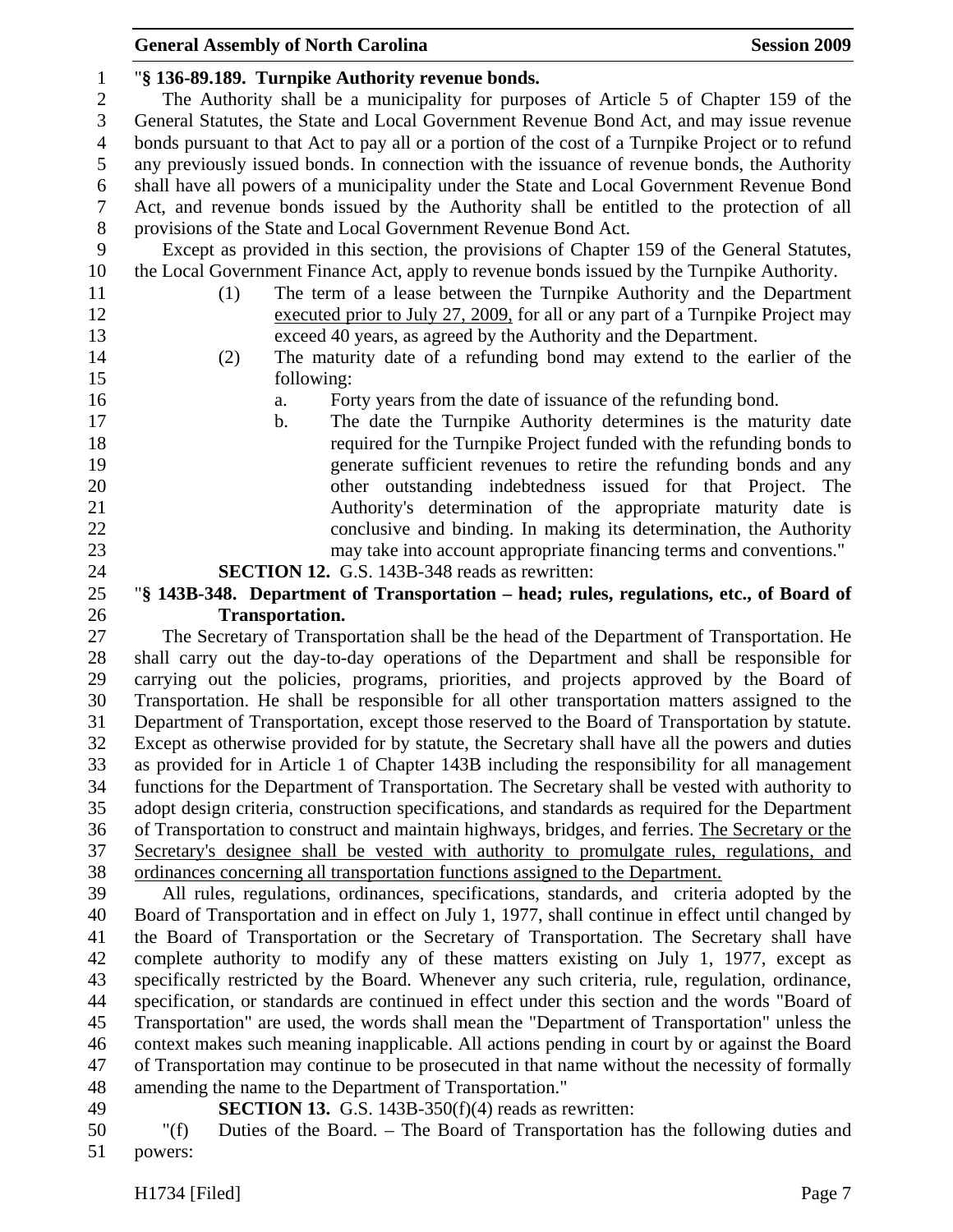"**§ 136-89.189. Turnpike Authority revenue bonds.**

The Authority shall be a municipality for purposes of Article 5 of Chapter 159 of the General Statutes, the State and Local Government Revenue Bond Act, and may issue revenue bonds pursuant to that Act to pay all or a portion of the cost of a Turnpike Project or to refund any previously issued bonds. In connection with the issuance of revenue bonds, the Authority shall have all powers of a municipality under the State and Local Government Revenue Bond Act, and revenue bonds issued by the Authority shall be entitled to the protection of all provisions of the State and Local Government Revenue Bond Act.

Except as provided in this section, the provisions of Chapter 159 of the General Statutes, the Local Government Finance Act, apply to revenue bonds issued by the Turnpike Authority.

(1) The term of a lease between the Turnpike Authority and the Department <u>executed prior to July 27, 2009,</u> for all or any part of a Turnpike Project may exceed 40 years, as agreed by the Authority and the Department.

(2) The maturity date of a refunding bond may extend to the earlier of the following:

a. Forty years from the date of issuance of the refunding bond.

b. The date the Turnpike Authority determines is the maturity date required for the Turnpike Project funded with the refunding bonds to generate sufficient revenues to retire the refunding bonds and any other outstanding indebtedness issued for that Project. The Authority's determination of the appropriate maturity date is conclusive and binding. In making its determination, the Authority may take into account appropriate financing terms and conventions."

**SECTION 12.** G.S. 143B-348 reads as rewritten:

"**§ 143B-348. Department of Transportation – head; rules, regulations, etc., of Board of Transportation.**

The Secretary of Transportation shall be the head of the Department of Transportation. He shall carry out the day-to-day operations of the Department and shall be responsible for carrying out the policies, programs, priorities, and projects approved by the Board of Transportation. He shall be responsible for all other transportation matters assigned to the Department of Transportation, except those reserved to the Board of Transportation by statute. Except as otherwise provided for by statute, the Secretary shall have all the powers and duties as provided for in Article 1 of Chapter 143B including the responsibility for all management functions for the Department of Transportation. The Secretary shall be vested with authority to adopt design criteria, construction specifications, and standards as required for the Department of Transportation to construct and maintain highways, bridges, and ferries. <u>The Secretary or the Secretary's designee shall be vested with authority to promulgate rules, regulations, and ordinances concerning all transportation functions assigned to the Department.</u>

All rules, regulations, ordinances, specifications, standards, and criteria adopted by the Board of Transportation and in effect on July 1, 1977, shall continue in effect until changed by the Board of Transportation or the Secretary of Transportation. The Secretary shall have complete authority to modify any of these matters existing on July 1, 1977, except as specifically restricted by the Board. Whenever any such criteria, rule, regulation, ordinance, specification, or standards are continued in effect under this section and the words "Board of Transportation" are used, the words shall mean the "Department of Transportation" unless the context makes such meaning inapplicable. All actions pending in court by or against the Board of Transportation may continue to be prosecuted in that name without the necessity of formally amending the name to the Department of Transportation."

**SECTION 13.** G.S. 143B-350(f)(4) reads as rewritten:

"(f) Duties of the Board. – The Board of Transportation has the following duties and powers: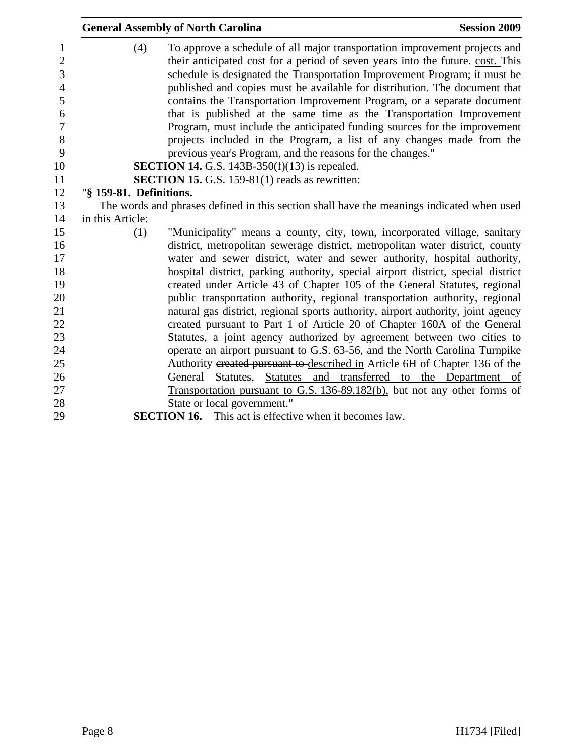(4) To approve a schedule of all major transportation improvement projects and their anticipated ~~cost for a period of seven years into the future.~~ cost. This schedule is designated the Transportation Improvement Program; it must be published and copies must be available for distribution. The document that contains the Transportation Improvement Program, or a separate document that is published at the same time as the Transportation Improvement Program, must include the anticipated funding sources for the improvement projects included in the Program, a list of any changes made from the previous year's Program, and the reasons for the changes."

**SECTION 14.** G.S. 143B-350(f)(13) is repealed.

**SECTION 15.** G.S. 159-81(1) reads as rewritten:

"**§ 159-81. Definitions.**

The words and phrases defined in this section shall have the meanings indicated when used in this Article:

(1) "Municipality" means a county, city, town, incorporated village, sanitary district, metropolitan sewerage district, metropolitan water district, county water and sewer district, water and sewer authority, hospital authority, hospital district, parking authority, special airport district, special district created under Article 43 of Chapter 105 of the General Statutes, regional public transportation authority, regional transportation authority, regional natural gas district, regional sports authority, airport authority, joint agency created pursuant to Part 1 of Article 20 of Chapter 160A of the General Statutes, a joint agency authorized by agreement between two cities to operate an airport pursuant to G.S. 63-56, and the North Carolina Turnpike Authority ~~created pursuant to~~ described in Article 6H of Chapter 136 of the General ~~Statutes,~~ Statutes and transferred to the Department of Transportation pursuant to G.S. 136-89.182(b), but not any other forms of State or local government."

**SECTION 16.** This act is effective when it becomes law.